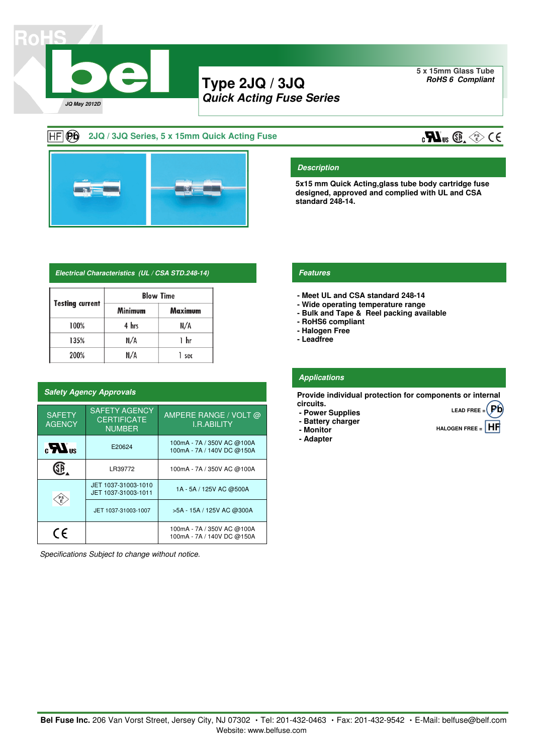JQ May 2012D

# Type 2JQ / 3JQ
## *Quick Acting Fuse Series*

5 x 15mm Glass Tube
*RoHS 6 Compliant*

## 2JQ / 3JQ Series, 5 x 15mm Quick Acting Fuse

### *Description*

**5x15 mm Quick Acting,glass tube body cartridge fuse designed, approved and complied with UL and CSA standard 248-14.**

### *Electrical Characteristics (UL / CSA STD.248-14)*

| Testing current | Blow Time | |
|---|---|---|
| | Minimum | Maximum |
| 100% | 4 hrs | N/A |
| 135% | N/A | 1 hr |
| 200% | N/A | 1 sec |

### *Features*

- **Meet UL and CSA standard 248-14**
- **Wide operating temperature range**
- **Bulk and Tape & Reel packing available**
- **RoHS6 compliant**
- **Halogen Free**
- **Leadfree**

### *Applications*

**Provide individual protection for components or internal circuits.**

- **Power Supplies**
- **Battery charger**
- **Monitor**
- **Adapter**

LEAD FREE = Pb

HALOGEN FREE = HF

### *Safety Agency Approvals*

| SAFETY AGENCY | SAFETY AGENCY CERTIFICATE NUMBER | AMPERE RANGE / VOLT @ I.R.ABILITY |
|---|---|---|
| cULus | E20624 | 100mA - 7A / 350V AC @100A<br>100mA - 7A / 140V DC @150A |
| CSA | LR39772 | 100mA - 7A / 350V AC @100A |
| PSE | JET 1037-31003-1010<br>JET 1037-31003-1011 | 1A - 5A / 125V AC @500A |
| PSE | JET 1037-31003-1007 | >5A - 15A / 125V AC @300A |
| CE | | 100mA - 7A / 350V AC @100A<br>100mA - 7A / 140V DC @150A |

*Specifications Subject to change without notice.*

**Bel Fuse Inc.** 206 Van Vorst Street, Jersey City, NJ 07302 • Tel: 201-432-0463 • Fax: 201-432-9542 • E-Mail: belfuse@belf.com
Website: www.belfuse.com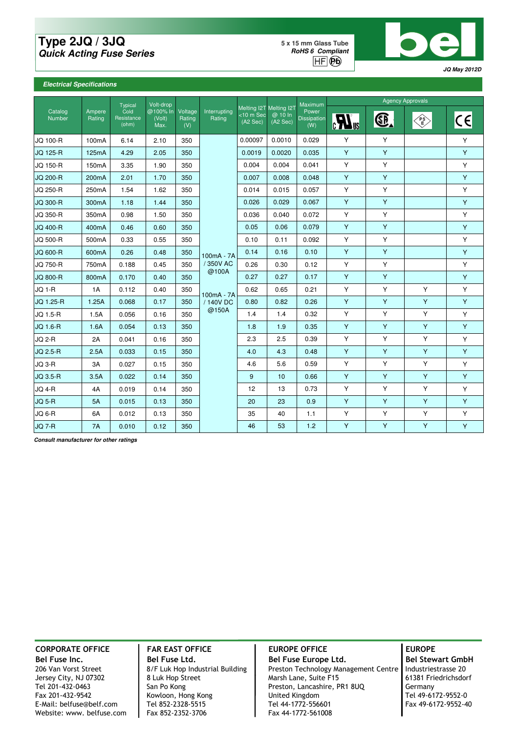# Type 2JQ / 3JQ

## *Quick Acting Fuse Series*

**5 x 15 mm Glass Tube**
***RoHS 6 Compliant***
HF Pb

***JQ May 2012D***

### *Electrical Specifications*

| Catalog Number | Ampere Rating | Typical Cold Resistance (ohm) | Volt-drop @100% In (Volt) Max. | Voltage Rating (V) | Interrupting Rating | Melting I2T <10 m Sec (A2 Sec) | Melting I2T @ 10 In (A2 Sec) | Maximum Power Dissipation (W) | Agency Approvals: cULus | CSA | PSE | CE |
|---|---|---|---|---|---|---|---|---|---|---|---|---|
| JQ 100-R | 100mA | 6.14 | 2.10 | 350 | 100mA - 7A / 350V AC @100A; 100mA - 7A / 140V DC @150A | 0.00097 | 0.0010 | 0.029 | Y | Y | | Y |
| JQ 125-R | 125mA | 4.29 | 2.05 | 350 | | 0.0019 | 0.0020 | 0.035 | Y | Y | | Y |
| JQ 150-R | 150mA | 3.35 | 1.90 | 350 | | 0.004 | 0.004 | 0.041 | Y | Y | | Y |
| JQ 200-R | 200mA | 2.01 | 1.70 | 350 | | 0.007 | 0.008 | 0.048 | Y | Y | | Y |
| JQ 250-R | 250mA | 1.54 | 1.62 | 350 | | 0.014 | 0.015 | 0.057 | Y | Y | | Y |
| JQ 300-R | 300mA | 1.18 | 1.44 | 350 | | 0.026 | 0.029 | 0.067 | Y | Y | | Y |
| JQ 350-R | 350mA | 0.98 | 1.50 | 350 | | 0.036 | 0.040 | 0.072 | Y | Y | | Y |
| JQ 400-R | 400mA | 0.46 | 0.60 | 350 | | 0.05 | 0.06 | 0.079 | Y | Y | | Y |
| JQ 500-R | 500mA | 0.33 | 0.55 | 350 | | 0.10 | 0.11 | 0.092 | Y | Y | | Y |
| JQ 600-R | 600mA | 0.26 | 0.48 | 350 | | 0.14 | 0.16 | 0.10 | Y | Y | | Y |
| JQ 750-R | 750mA | 0.188 | 0.45 | 350 | | 0.26 | 0.30 | 0.12 | Y | Y | | Y |
| JQ 800-R | 800mA | 0.170 | 0.40 | 350 | | 0.27 | 0.27 | 0.17 | Y | Y | | Y |
| JQ 1-R | 1A | 0.112 | 0.40 | 350 | | 0.62 | 0.65 | 0.21 | Y | Y | Y | Y |
| JQ 1.25-R | 1.25A | 0.068 | 0.17 | 350 | | 0.80 | 0.82 | 0.26 | Y | Y | Y | Y |
| JQ 1.5-R | 1.5A | 0.056 | 0.16 | 350 | | 1.4 | 1.4 | 0.32 | Y | Y | Y | Y |
| JQ 1.6-R | 1.6A | 0.054 | 0.13 | 350 | | 1.8 | 1.9 | 0.35 | Y | Y | Y | Y |
| JQ 2-R | 2A | 0.041 | 0.16 | 350 | | 2.3 | 2.5 | 0.39 | Y | Y | Y | Y |
| JQ 2.5-R | 2.5A | 0.033 | 0.15 | 350 | | 4.0 | 4.3 | 0.48 | Y | Y | Y | Y |
| JQ 3-R | 3A | 0.027 | 0.15 | 350 | | 4.6 | 5.6 | 0.59 | Y | Y | Y | Y |
| JQ 3.5-R | 3.5A | 0.022 | 0.14 | 350 | | 9 | 10 | 0.66 | Y | Y | Y | Y |
| JQ 4-R | 4A | 0.019 | 0.14 | 350 | | 12 | 13 | 0.73 | Y | Y | Y | Y |
| JQ 5-R | 5A | 0.015 | 0.13 | 350 | | 20 | 23 | 0.9 | Y | Y | Y | Y |
| JQ 6-R | 6A | 0.012 | 0.13 | 350 | | 35 | 40 | 1.1 | Y | Y | Y | Y |
| JQ 7-R | 7A | 0.010 | 0.12 | 350 | | 46 | 53 | 1.2 | Y | Y | Y | Y |

***Consult manufacturer for other ratings***

**CORPORATE OFFICE**
**Bel Fuse Inc.**
206 Van Vorst Street
Jersey City, NJ 07302
Tel 201-432-0463
Fax 201-432-9542
E-Mail: belfuse@belf.com
Website: www. belfuse.com

**FAR EAST OFFICE**
**Bel Fuse Ltd.**
8/F Luk Hop Industrial Building
8 Luk Hop Street
San Po Kong
Kowloon, Hong Kong
Tel 852-2328-5515
Fax 852-2352-3706

**EUROPE OFFICE**
**Bel Fuse Europe Ltd.**
Preston Technology Management Centre
Marsh Lane, Suite F15
Preston, Lancashire, PR1 8UQ
United Kingdom
Tel 44-1772-556601
Fax 44-1772-561008

**EUROPE**
**Bel Stewart GmbH**
Industriestrasse 20
61381 Friedrichsdorf
Germany
Tel 49-6172-9552-0
Fax 49-6172-9552-40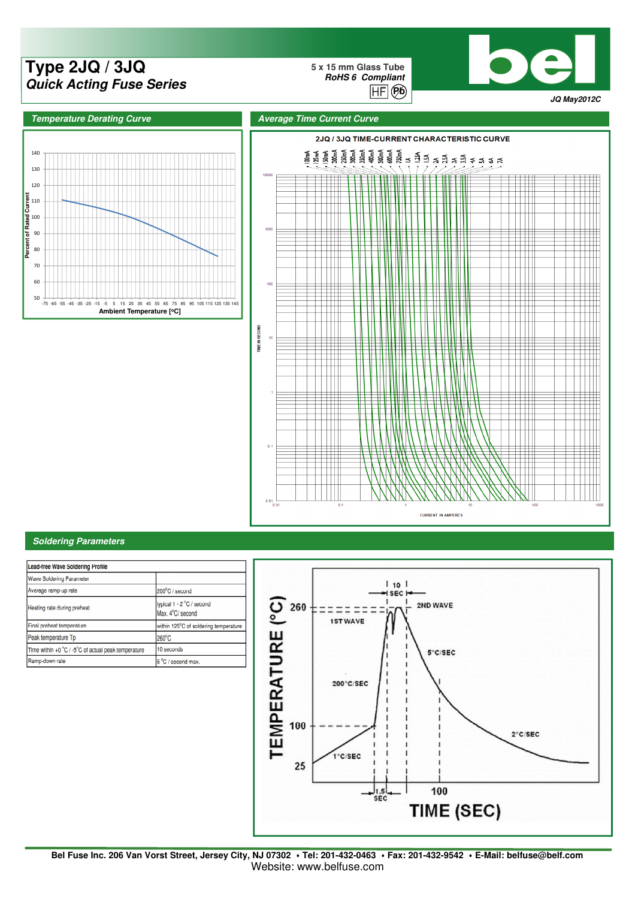# Type 2JQ / 3JQ

*Quick Acting Fuse Series*

**5 x 15 mm Glass Tube**
***RoHS 6 Compliant***

*JQ May2012C*

## *Temperature Derating Curve*

## *Average Time Current Curve*

2JQ / 3JQ TIME-CURRENT CHARACTERISTIC CURVE

## *Soldering Parameters*

| Lead-free Wave Soldering Profile | |
|---|---|
| Wave Soldering Parameter | |
| Average ramp-up rate | 200°C / second |
| Heating rate during preheat | Typical 1 - 2 °C / second<br>Max. 4°C/ second |
| Final preheat temperature | within 125°C of soldering temperature |
| Peak temperature Tp | 260°C |
| Time within +0 °C / -5°C of actual peak temperature | 10 seconds |
| Ramp-down rate | 5 °C / second max. |

**Bel Fuse Inc. 206 Van Vorst Street, Jersey City, NJ 07302 • Tel: 201-432-0463 • Fax: 201-432-9542 • E-Mail: belfuse@belf.com**
Website: www.belfuse.com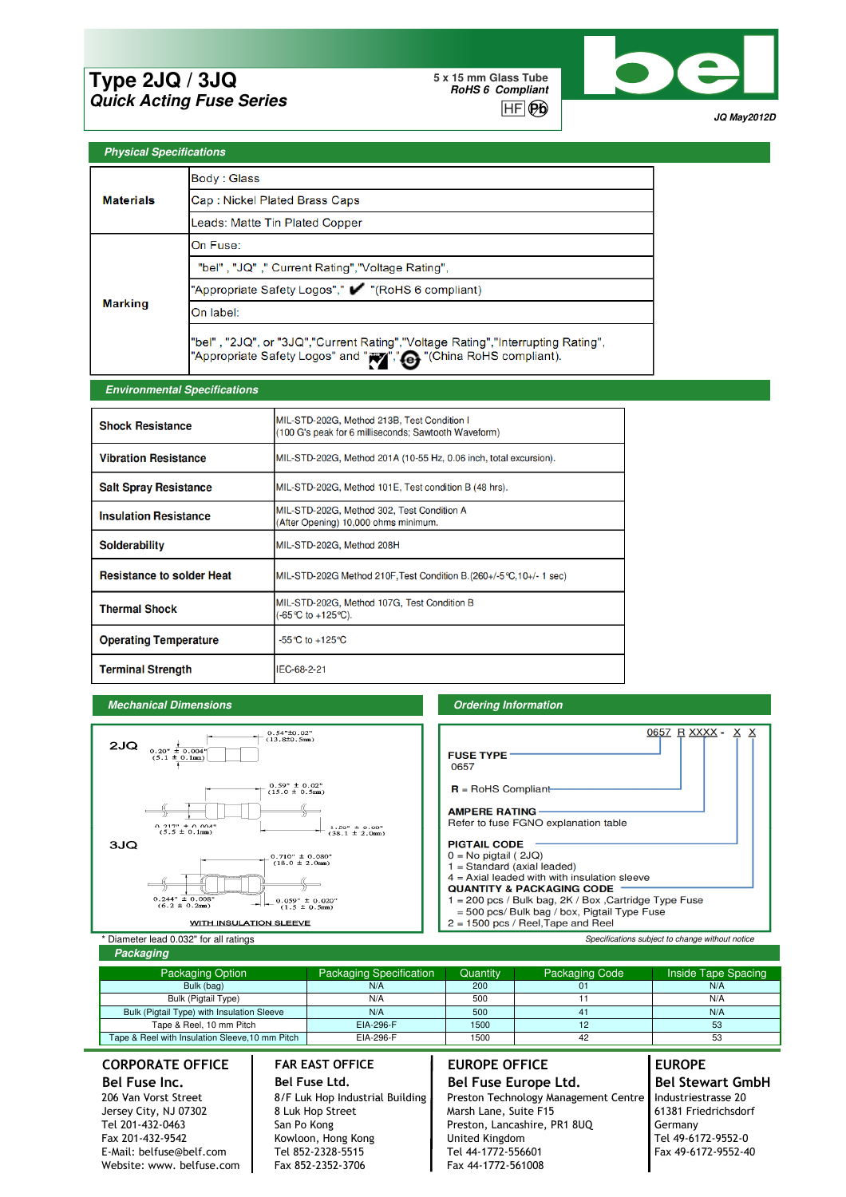# Type 2JQ / 3JQ

## Quick Acting Fuse Series

5 x 15 mm Glass Tube
*RoHS 6 Compliant*

bel

*JQ May2012D*

### Physical Specifications

| | |
|---|---|
| **Materials** | Body : Glass |
| | Cap : Nickel Plated Brass Caps |
| | Leads: Matte Tin Plated Copper |
| **Marking** | On Fuse: |
| | "bel" , "JQ" ," Current Rating","Voltage Rating", |
| | "Appropriate Safety Logos"," ✔ "(RoHS 6 compliant) |
| | On label: |
| | "bel" , "2JQ", or "3JQ","Current Rating","Voltage Rating","Interrupting Rating", "Appropriate Safety Logos" and " "," "(China RoHS compliant). |

### Environmental Specifications

| | |
|---|---|
| **Shock Resistance** | MIL-STD-202G, Method 213B, Test Condition I (100 G's peak for 6 milliseconds; Sawtooth Waveform) |
| **Vibration Resistance** | MIL-STD-202G, Method 201A (10-55 Hz, 0.06 inch, total excursion). |
| **Salt Spray Resistance** | MIL-STD-202G, Method 101E, Test condition B (48 hrs). |
| **Insulation Resistance** | MIL-STD-202G, Method 302, Test Condition A (After Opening) 10,000 ohms minimum. |
| **Solderability** | MIL-STD-202G, Method 208H |
| **Resistance to solder Heat** | MIL-STD-202G Method 210F,Test Condition B.(260+/-5℃,10+/- 1 sec) |
| **Thermal Shock** | MIL-STD-202G, Method 107G, Test Condition B (-65℃ to +125℃). |
| **Operating Temperature** | -55℃ to +125℃ |
| **Terminal Strength** | IEC-68-2-21 |

### Mechanical Dimensions

2JQ

0.54"±0.02" (13.8±0.5mm)

0.20" ± 0.004" (5.1 ± 0.1mm)

0.59" ± 0.02" (15.0 ± 0.5mm)

0.217" ± 0.004" (5.5 ± 0.1mm)

1.50" ± 0.08" (38.1 ± 2.0mm)

3JQ

0.710" ± 0.080" (18.0 ± 2.0mm)

0.244" ± 0.008" (6.2 ± 0.2mm)

0.059" ± 0.020" (1.5 ± 0.5mm)

WITH INSULATION SLEEVE

\* Diameter lead 0.032" for all ratings

### Ordering Information

0657 R XXXX - X X

**FUSE TYPE**
0657

**R** = RoHS Compliant

**AMPERE RATING**
Refer to fuse FGNO explanation table

**PIGTAIL CODE**
0 = No pigtail ( 2JQ)
1 = Standard (axial leaded)
4 = Axial leaded with with insulation sleeve

**QUANTITY & PACKAGING CODE**
1 = 200 pcs / Bulk bag, 2K / Box ,Cartridge Type Fuse
= 500 pcs/ Bulk bag / box, Pigtail Type Fuse
2 = 1500 pcs / Reel,Tape and Reel

*Specifications subject to change without notice*

### Packaging

| Packaging Option | Packaging Specification | Quantity | Packaging Code | Inside Tape Spacing |
|---|---|---|---|---|
| Bulk (bag) | N/A | 200 | 01 | N/A |
| Bulk (Pigtail Type) | N/A | 500 | 11 | N/A |
| Bulk (Pigtail Type) with Insulation Sleeve | N/A | 500 | 41 | N/A |
| Tape & Reel, 10 mm Pitch | EIA-296-F | 1500 | 12 | 53 |
| Tape & Reel with Insulation Sleeve,10 mm Pitch | EIA-296-F | 1500 | 42 | 53 |

**CORPORATE OFFICE**
**Bel Fuse Inc.**
206 Van Vorst Street
Jersey City, NJ 07302
Tel 201-432-0463
Fax 201-432-9542
E-Mail: belfuse@belf.com
Website: www. belfuse.com

**FAR EAST OFFICE**
**Bel Fuse Ltd.**
8/F Luk Hop Industrial Building
8 Luk Hop Street
San Po Kong
Kowloon, Hong Kong
Tel 852-2328-5515
Fax 852-2352-3706

**EUROPE OFFICE**
**Bel Fuse Europe Ltd.**
Preston Technology Management Centre
Marsh Lane, Suite F15
Preston, Lancashire, PR1 8UQ
United Kingdom
Tel 44-1772-556601
Fax 44-1772-561008

**EUROPE**
**Bel Stewart GmbH**
Industriestrasse 20
61381 Friedrichsdorf
Germany
Tel 49-6172-9552-0
Fax 49-6172-9552-40